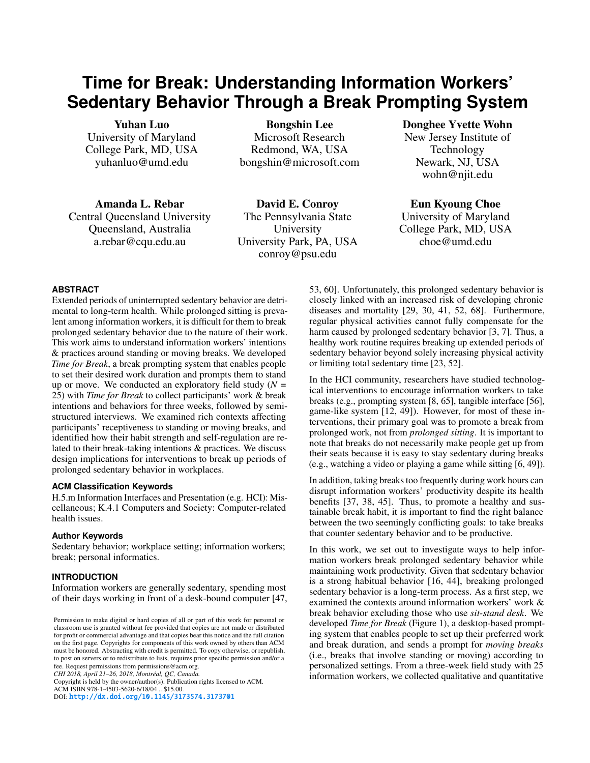# Time for Break: Understanding Information Workers' Sedentary Behavior Through a Break Prompting System

**Yuhan Luo**
University of Maryland
College Park, MD, USA
yuhanluo@umd.edu

**Bongshin Lee**
Microsoft Research
Redmond, WA, USA
bongshin@microsoft.com

**Donghee Yvette Wohn**
New Jersey Institute of Technology
Newark, NJ, USA
wohn@njit.edu

**Amanda L. Rebar**
Central Queensland University
Queensland, Australia
a.rebar@cqu.edu.au

**David E. Conroy**
The Pennsylvania State University
University Park, PA, USA
conroy@psu.edu

**Eun Kyoung Choe**
University of Maryland
College Park, MD, USA
choe@umd.edu

## ABSTRACT

Extended periods of uninterrupted sedentary behavior are detrimental to long-term health. While prolonged sitting is prevalent among information workers, it is difficult for them to break prolonged sedentary behavior due to the nature of their work. This work aims to understand information workers' intentions & practices around standing or moving breaks. We developed *Time for Break*, a break prompting system that enables people to set their desired work duration and prompts them to stand up or move. We conducted an exploratory field study ($N$ = 25) with *Time for Break* to collect participants' work & break intentions and behaviors for three weeks, followed by semi-structured interviews. We examined rich contexts affecting participants' receptiveness to standing or moving breaks, and identified how their habit strength and self-regulation are related to their break-taking intentions & practices. We discuss design implications for interventions to break up periods of prolonged sedentary behavior in workplaces.

### ACM Classification Keywords

H.5.m Information Interfaces and Presentation (e.g. HCI): Miscellaneous; K.4.1 Computers and Society: Computer-related health issues.

### Author Keywords

Sedentary behavior; workplace setting; information workers; break; personal informatics.

## INTRODUCTION

Information workers are generally sedentary, spending most of their days working in front of a desk-bound computer [47, 53, 60]. Unfortunately, this prolonged sedentary behavior is closely linked with an increased risk of developing chronic diseases and mortality [29, 30, 41, 52, 68]. Furthermore, regular physical activities cannot fully compensate for the harm caused by prolonged sedentary behavior [3, 7]. Thus, a healthy work routine requires breaking up extended periods of sedentary behavior beyond solely increasing physical activity or limiting total sedentary time [23, 52].

In the HCI community, researchers have studied technological interventions to encourage information workers to take breaks (e.g., prompting system [8, 65], tangible interface [56], game-like system [12, 49]). However, for most of these interventions, their primary goal was to promote a break from prolonged work, not from *prolonged sitting*. It is important to note that breaks do not necessarily make people get up from their seats because it is easy to stay sedentary during breaks (e.g., watching a video or playing a game while sitting [6, 49]).

In addition, taking breaks too frequently during work hours can disrupt information workers' productivity despite its health benefits [37, 38, 45]. Thus, to promote a healthy and sustainable break habit, it is important to find the right balance between the two seemingly conflicting goals: to take breaks that counter sedentary behavior and to be productive.

In this work, we set out to investigate ways to help information workers break prolonged sedentary behavior while maintaining work productivity. Given that sedentary behavior is a strong habitual behavior [16, 44], breaking prolonged sedentary behavior is a long-term process. As a first step, we examined the contexts around information workers' work & break behavior excluding those who use *sit-stand desk*. We developed *Time for Break* (Figure 1), a desktop-based prompting system that enables people to set up their preferred work and break duration, and sends a prompt for *moving breaks* (i.e., breaks that involve standing or moving) according to personalized settings. From a three-week field study with 25 information workers, we collected qualitative and quantitative

Permission to make digital or hard copies of all or part of this work for personal or classroom use is granted without fee provided that copies are not made or distributed for profit or commercial advantage and that copies bear this notice and the full citation on the first page. Copyrights for components of this work owned by others than ACM must be honored. Abstracting with credit is permitted. To copy otherwise, or republish, to post on servers or to redistribute to lists, requires prior specific permission and/or a fee. Request permissions from permissions@acm.org.
*CHI 2018, April 21–26, 2018, Montréal, QC, Canada.*
Copyright is held by the owner/author(s). Publication rights licensed to ACM.
ACM ISBN 978-1-4503-5620-6/18/04 ...$15.00.
DOI: http://dx.doi.org/10.1145/3173574.3173701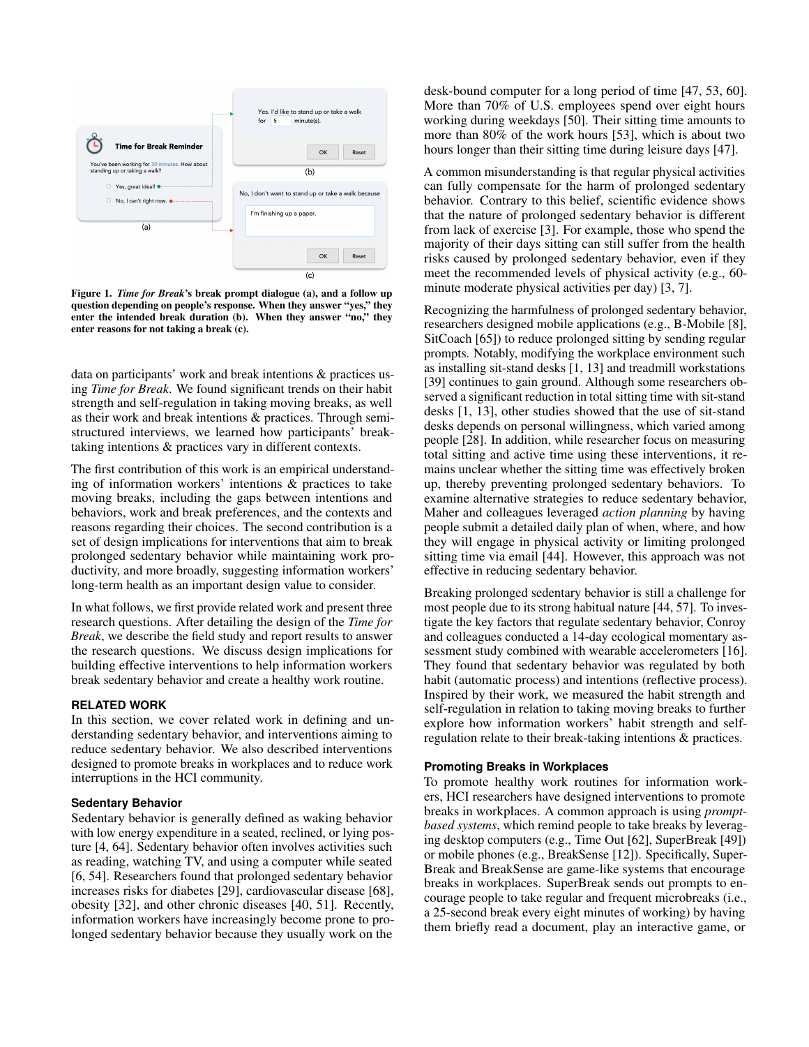Yes, I'd like to stand up or take a walk for 5 minute(s).

OK Reset

(b)

Time for Break Reminder

You've been working for 30 minutes. How about standing up or taking a walk?

Yes, great idea!!

No, I can't right now.

(a)

No, I don't want to stand up or take a walk because

I'm finishing up a paper.

OK Reset

(c)

**Figure 1. *Time for Break*'s break prompt dialogue (a), and a follow up question depending on people's response. When they answer "yes," they enter the intended break duration (b). When they answer "no," they enter reasons for not taking a break (c).**

data on participants' work and break intentions & practices using *Time for Break*. We found significant trends on their habit strength and self-regulation in taking moving breaks, as well as their work and break intentions & practices. Through semi-structured interviews, we learned how participants' break-taking intentions & practices vary in different contexts.

The first contribution of this work is an empirical understanding of information workers' intentions & practices to take moving breaks, including the gaps between intentions and behaviors, work and break preferences, and the contexts and reasons regarding their choices. The second contribution is a set of design implications for interventions that aim to break prolonged sedentary behavior while maintaining work productivity, and more broadly, suggesting information workers' long-term health as an important design value to consider.

In what follows, we first provide related work and present three research questions. After detailing the design of the *Time for Break*, we describe the field study and report results to answer the research questions. We discuss design implications for building effective interventions to help information workers break sedentary behavior and create a healthy work routine.

## RELATED WORK

In this section, we cover related work in defining and understanding sedentary behavior, and interventions aiming to reduce sedentary behavior. We also described interventions designed to promote breaks in workplaces and to reduce work interruptions in the HCI community.

### Sedentary Behavior

Sedentary behavior is generally defined as waking behavior with low energy expenditure in a seated, reclined, or lying posture [4, 64]. Sedentary behavior often involves activities such as reading, watching TV, and using a computer while seated [6, 54]. Researchers found that prolonged sedentary behavior increases risks for diabetes [29], cardiovascular disease [68], obesity [32], and other chronic diseases [40, 51]. Recently, information workers have increasingly become prone to prolonged sedentary behavior because they usually work on the desk-bound computer for a long period of time [47, 53, 60]. More than 70% of U.S. employees spend over eight hours working during weekdays [50]. Their sitting time amounts to more than 80% of the work hours [53], which is about two hours longer than their sitting time during leisure days [47].

A common misunderstanding is that regular physical activities can fully compensate for the harm of prolonged sedentary behavior. Contrary to this belief, scientific evidence shows that the nature of prolonged sedentary behavior is different from lack of exercise [3]. For example, those who spend the majority of their days sitting can still suffer from the health risks caused by prolonged sedentary behavior, even if they meet the recommended levels of physical activity (e.g., 60-minute moderate physical activities per day) [3, 7].

Recognizing the harmfulness of prolonged sedentary behavior, researchers designed mobile applications (e.g., B-Mobile [8], SitCoach [65]) to reduce prolonged sitting by sending regular prompts. Notably, modifying the workplace environment such as installing sit-stand desks [1, 13] and treadmill workstations [39] continues to gain ground. Although some researchers observed a significant reduction in total sitting time with sit-stand desks [1, 13], other studies showed that the use of sit-stand desks depends on personal willingness, which varied among people [28]. In addition, while researcher focus on measuring total sitting and active time using these interventions, it remains unclear whether the sitting time was effectively broken up, thereby preventing prolonged sedentary behaviors. To examine alternative strategies to reduce sedentary behavior, Maher and colleagues leveraged *action planning* by having people submit a detailed daily plan of when, where, and how they will engage in physical activity or limiting prolonged sitting time via email [44]. However, this approach was not effective in reducing sedentary behavior.

Breaking prolonged sedentary behavior is still a challenge for most people due to its strong habitual nature [44, 57]. To investigate the key factors that regulate sedentary behavior, Conroy and colleagues conducted a 14-day ecological momentary assessment study combined with wearable accelerometers [16]. They found that sedentary behavior was regulated by both habit (automatic process) and intentions (reflective process). Inspired by their work, we measured the habit strength and self-regulation in relation to taking moving breaks to further explore how information workers' habit strength and self-regulation relate to their break-taking intentions & practices.

### Promoting Breaks in Workplaces

To promote healthy work routines for information workers, HCI researchers have designed interventions to promote breaks in workplaces. A common approach is using *prompt-based systems*, which remind people to take breaks by leveraging desktop computers (e.g., Time Out [62], SuperBreak [49]) or mobile phones (e.g., BreakSense [12]). Specifically, SuperBreak and BreakSense are game-like systems that encourage breaks in workplaces. SuperBreak sends out prompts to encourage people to take regular and frequent microbreaks (i.e., a 25-second break every eight minutes of working) by having them briefly read a document, play an interactive game, or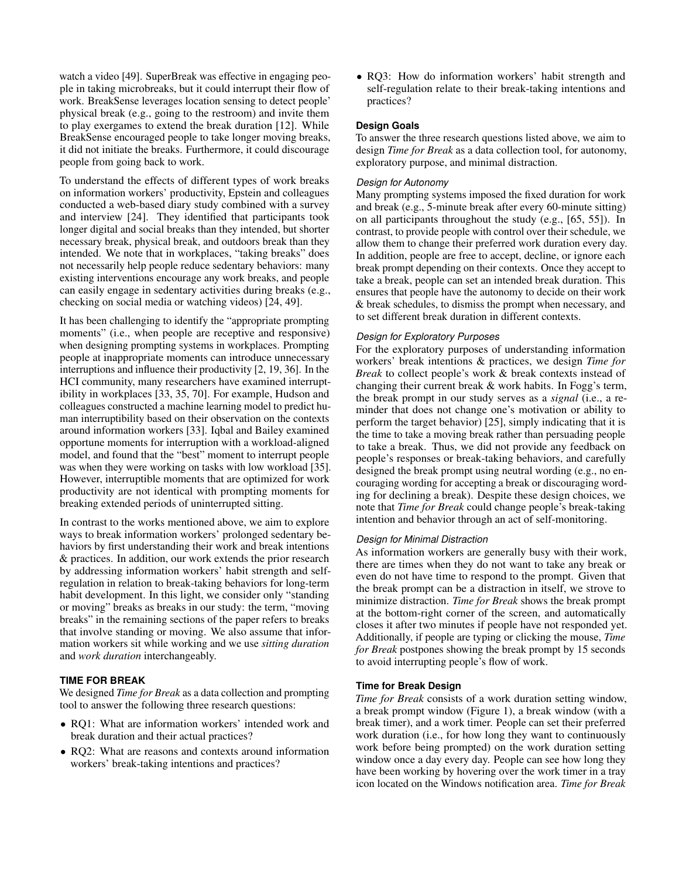watch a video [49]. SuperBreak was effective in engaging people in taking microbreaks, but it could interrupt their flow of work. BreakSense leverages location sensing to detect people' physical break (e.g., going to the restroom) and invite them to play exergames to extend the break duration [12]. While BreakSense encouraged people to take longer moving breaks, it did not initiate the breaks. Furthermore, it could discourage people from going back to work.

To understand the effects of different types of work breaks on information workers' productivity, Epstein and colleagues conducted a web-based diary study combined with a survey and interview [24]. They identified that participants took longer digital and social breaks than they intended, but shorter necessary break, physical break, and outdoors break than they intended. We note that in workplaces, "taking breaks" does not necessarily help people reduce sedentary behaviors: many existing interventions encourage any work breaks, and people can easily engage in sedentary activities during breaks (e.g., checking on social media or watching videos) [24, 49].

It has been challenging to identify the "appropriate prompting moments" (i.e., when people are receptive and responsive) when designing prompting systems in workplaces. Prompting people at inappropriate moments can introduce unnecessary interruptions and influence their productivity [2, 19, 36]. In the HCI community, many researchers have examined interruptibility in workplaces [33, 35, 70]. For example, Hudson and colleagues constructed a machine learning model to predict human interruptibility based on their observation on the contexts around information workers [33]. Iqbal and Bailey examined opportune moments for interruption with a workload-aligned model, and found that the "best" moment to interrupt people was when they were working on tasks with low workload [35]. However, interruptible moments that are optimized for work productivity are not identical with prompting moments for breaking extended periods of uninterrupted sitting.

In contrast to the works mentioned above, we aim to explore ways to break information workers' prolonged sedentary behaviors by first understanding their work and break intentions & practices. In addition, our work extends the prior research by addressing information workers' habit strength and self-regulation in relation to break-taking behaviors for long-term habit development. In this light, we consider only "standing or moving" breaks as breaks in our study: the term, "moving breaks" in the remaining sections of the paper refers to breaks that involve standing or moving. We also assume that information workers sit while working and we use *sitting duration* and *work duration* interchangeably.

## TIME FOR BREAK

We designed *Time for Break* as a data collection and prompting tool to answer the following three research questions:

- RQ1: What are information workers' intended work and break duration and their actual practices?
- RQ2: What are reasons and contexts around information workers' break-taking intentions and practices?
- RQ3: How do information workers' habit strength and self-regulation relate to their break-taking intentions and practices?

### Design Goals

To answer the three research questions listed above, we aim to design *Time for Break* as a data collection tool, for autonomy, exploratory purpose, and minimal distraction.

#### Design for Autonomy

Many prompting systems imposed the fixed duration for work and break (e.g., 5-minute break after every 60-minute sitting) on all participants throughout the study (e.g., [65, 55]). In contrast, to provide people with control over their schedule, we allow them to change their preferred work duration every day. In addition, people are free to accept, decline, or ignore each break prompt depending on their contexts. Once they accept to take a break, people can set an intended break duration. This ensures that people have the autonomy to decide on their work & break schedules, to dismiss the prompt when necessary, and to set different break duration in different contexts.

#### Design for Exploratory Purposes

For the exploratory purposes of understanding information workers' break intentions & practices, we design *Time for Break* to collect people's work & break contexts instead of changing their current break & work habits. In Fogg's term, the break prompt in our study serves as a *signal* (i.e., a reminder that does not change one's motivation or ability to perform the target behavior) [25], simply indicating that it is the time to take a moving break rather than persuading people to take a break. Thus, we did not provide any feedback on people's responses or break-taking behaviors, and carefully designed the break prompt using neutral wording (e.g., no encouraging wording for accepting a break or discouraging wording for declining a break). Despite these design choices, we note that *Time for Break* could change people's break-taking intention and behavior through an act of self-monitoring.

#### Design for Minimal Distraction

As information workers are generally busy with their work, there are times when they do not want to take any break or even do not have time to respond to the prompt. Given that the break prompt can be a distraction in itself, we strove to minimize distraction. *Time for Break* shows the break prompt at the bottom-right corner of the screen, and automatically closes it after two minutes if people have not responded yet. Additionally, if people are typing or clicking the mouse, *Time for Break* postpones showing the break prompt by 15 seconds to avoid interrupting people's flow of work.

### Time for Break Design

*Time for Break* consists of a work duration setting window, a break prompt window (Figure 1), a break window (with a break timer), and a work timer. People can set their preferred work duration (i.e., for how long they want to continuously work before being prompted) on the work duration setting window once a day every day. People can see how long they have been working by hovering over the work timer in a tray icon located on the Windows notification area. *Time for Break*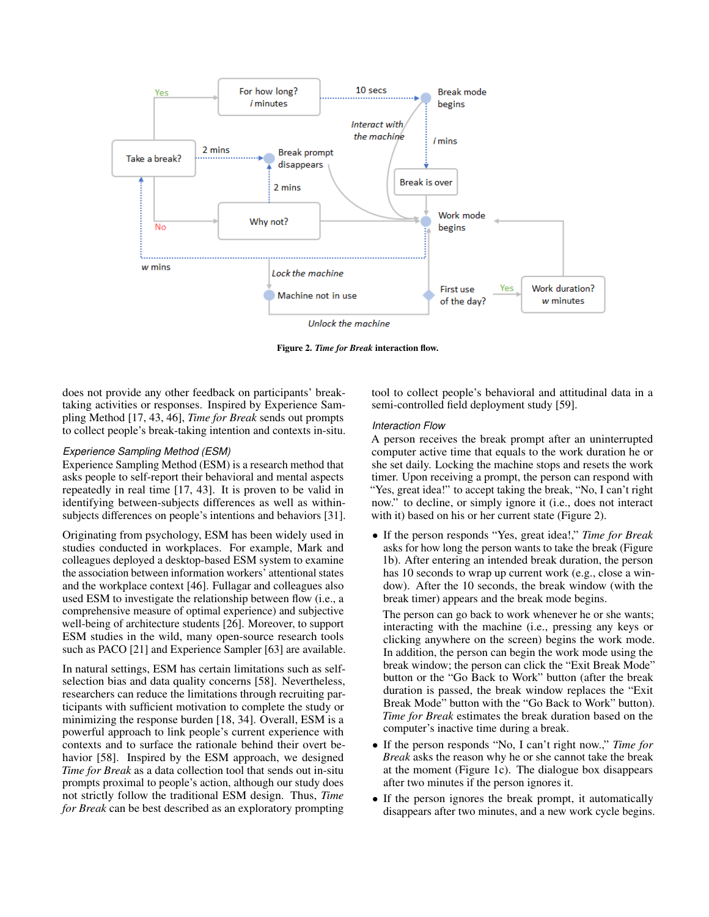Figure 2. *Time for Break* interaction flow.

does not provide any other feedback on participants' break-taking activities or responses. Inspired by Experience Sampling Method [17, 43, 46], *Time for Break* sends out prompts to collect people's break-taking intention and contexts in-situ.

### *Experience Sampling Method (ESM)*

Experience Sampling Method (ESM) is a research method that asks people to self-report their behavioral and mental aspects repeatedly in real time [17, 43]. It is proven to be valid in identifying between-subjects differences as well as within-subjects differences on people's intentions and behaviors [31].

Originating from psychology, ESM has been widely used in studies conducted in workplaces. For example, Mark and colleagues deployed a desktop-based ESM system to examine the association between information workers' attentional states and the workplace context [46]. Fullagar and colleagues also used ESM to investigate the relationship between flow (i.e., a comprehensive measure of optimal experience) and subjective well-being of architecture students [26]. Moreover, to support ESM studies in the wild, many open-source research tools such as PACO [21] and Experience Sampler [63] are available.

In natural settings, ESM has certain limitations such as self-selection bias and data quality concerns [58]. Nevertheless, researchers can reduce the limitations through recruiting participants with sufficient motivation to complete the study or minimizing the response burden [18, 34]. Overall, ESM is a powerful approach to link people's current experience with contexts and to surface the rationale behind their overt behavior [58]. Inspired by the ESM approach, we designed *Time for Break* as a data collection tool that sends out in-situ prompts proximal to people's action, although our study does not strictly follow the traditional ESM design. Thus, *Time for Break* can be best described as an exploratory prompting tool to collect people's behavioral and attitudinal data in a semi-controlled field deployment study [59].

### *Interaction Flow*

A person receives the break prompt after an uninterrupted computer active time that equals to the work duration he or she set daily. Locking the machine stops and resets the work timer. Upon receiving a prompt, the person can respond with "Yes, great idea!" to accept taking the break, "No, I can't right now." to decline, or simply ignore it (i.e., does not interact with it) based on his or her current state (Figure 2).

- If the person responds "Yes, great idea!," *Time for Break* asks for how long the person wants to take the break (Figure 1b). After entering an intended break duration, the person has 10 seconds to wrap up current work (e.g., close a window). After the 10 seconds, the break window (with the break timer) appears and the break mode begins.

  The person can go back to work whenever he or she wants; interacting with the machine (i.e., pressing any keys or clicking anywhere on the screen) begins the work mode. In addition, the person can begin the work mode using the break window; the person can click the "Exit Break Mode" button or the "Go Back to Work" button (after the break duration is passed, the break window replaces the "Exit Break Mode" button with the "Go Back to Work" button). *Time for Break* estimates the break duration based on the computer's inactive time during a break.

- If the person responds "No, I can't right now.," *Time for Break* asks the reason why he or she cannot take the break at the moment (Figure 1c). The dialogue box disappears after two minutes if the person ignores it.
- If the person ignores the break prompt, it automatically disappears after two minutes, and a new work cycle begins.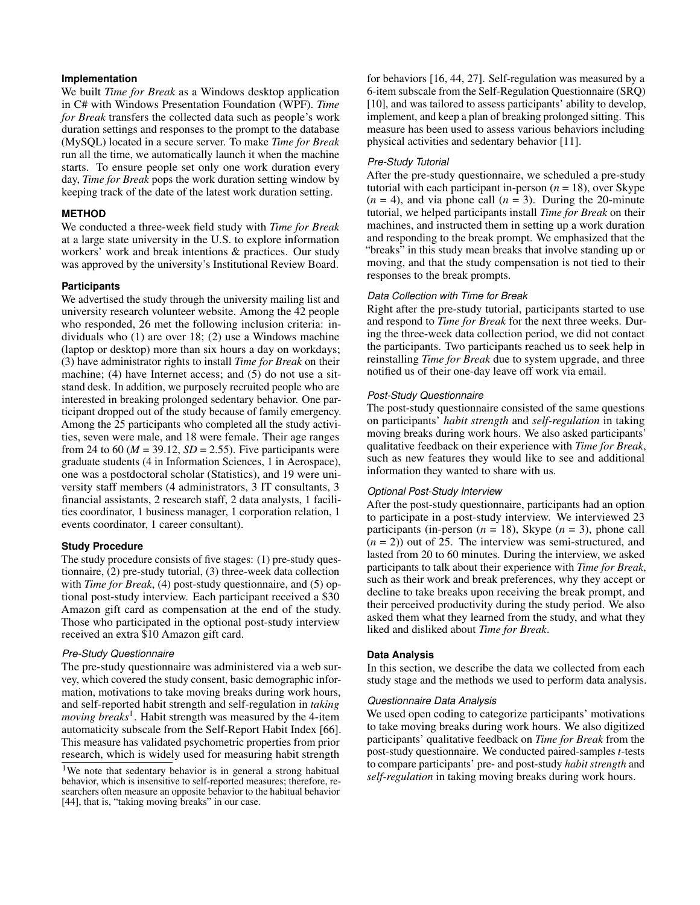### Implementation

We built *Time for Break* as a Windows desktop application in C# with Windows Presentation Foundation (WPF). *Time for Break* transfers the collected data such as people's work duration settings and responses to the prompt to the database (MySQL) located in a secure server. To make *Time for Break* run all the time, we automatically launch it when the machine starts. To ensure people set only one work duration every day, *Time for Break* pops the work duration setting window by keeping track of the date of the latest work duration setting.

## METHOD

We conducted a three-week field study with *Time for Break* at a large state university in the U.S. to explore information workers' work and break intentions & practices. Our study was approved by the university's Institutional Review Board.

### Participants

We advertised the study through the university mailing list and university research volunteer website. Among the 42 people who responded, 26 met the following inclusion criteria: individuals who (1) are over 18; (2) use a Windows machine (laptop or desktop) more than six hours a day on workdays; (3) have administrator rights to install *Time for Break* on their machine; (4) have Internet access; and (5) do not use a sit-stand desk. In addition, we purposely recruited people who are interested in breaking prolonged sedentary behavior. One participant dropped out of the study because of family emergency. Among the 25 participants who completed all the study activities, seven were male, and 18 were female. Their age ranges from 24 to 60 ($M$ = 39.12, $SD$ = 2.55). Five participants were graduate students (4 in Information Sciences, 1 in Aerospace), one was a postdoctoral scholar (Statistics), and 19 were university staff members (4 administrators, 3 IT consultants, 3 financial assistants, 2 research staff, 2 data analysts, 1 facilities coordinator, 1 business manager, 1 corporation relation, 1 events coordinator, 1 career consultant).

### Study Procedure

The study procedure consists of five stages: (1) pre-study questionnaire, (2) pre-study tutorial, (3) three-week data collection with *Time for Break*, (4) post-study questionnaire, and (5) optional post-study interview. Each participant received a $30 Amazon gift card as compensation at the end of the study. Those who participated in the optional post-study interview received an extra $10 Amazon gift card.

#### *Pre-Study Questionnaire*

The pre-study questionnaire was administered via a web survey, which covered the study consent, basic demographic information, motivations to take moving breaks during work hours, and self-reported habit strength and self-regulation in *taking moving breaks*[1]. Habit strength was measured by the 4-item automaticity subscale from the Self-Report Habit Index [66]. This measure has validated psychometric properties from prior research, which is widely used for measuring habit strength for behaviors [16, 44, 27]. Self-regulation was measured by a 6-item subscale from the Self-Regulation Questionnaire (SRQ) [10], and was tailored to assess participants' ability to develop, implement, and keep a plan of breaking prolonged sitting. This measure has been used to assess various behaviors including physical activities and sedentary behavior [11].

[1]We note that sedentary behavior is in general a strong habitual behavior, which is insensitive to self-reported measures; therefore, researchers often measure an opposite behavior to the habitual behavior [44], that is, "taking moving breaks" in our case.

#### *Pre-Study Tutorial*

After the pre-study questionnaire, we scheduled a pre-study tutorial with each participant in-person ($n$ = 18), over Skype ($n$ = 4), and via phone call ($n$ = 3). During the 20-minute tutorial, we helped participants install *Time for Break* on their machines, and instructed them in setting up a work duration and responding to the break prompt. We emphasized that the "breaks" in this study mean breaks that involve standing up or moving, and that the study compensation is not tied to their responses to the break prompts.

#### *Data Collection with Time for Break*

Right after the pre-study tutorial, participants started to use and respond to *Time for Break* for the next three weeks. During the three-week data collection period, we did not contact the participants. Two participants reached us to seek help in reinstalling *Time for Break* due to system upgrade, and three notified us of their one-day leave off work via email.

#### *Post-Study Questionnaire*

The post-study questionnaire consisted of the same questions on participants' *habit strength* and *self-regulation* in taking moving breaks during work hours. We also asked participants' qualitative feedback on their experience with *Time for Break*, such as new features they would like to see and additional information they wanted to share with us.

#### *Optional Post-Study Interview*

After the post-study questionnaire, participants had an option to participate in a post-study interview. We interviewed 23 participants (in-person ($n$ = 18), Skype ($n$ = 3), phone call ($n$ = 2)) out of 25. The interview was semi-structured, and lasted from 20 to 60 minutes. During the interview, we asked participants to talk about their experience with *Time for Break*, such as their work and break preferences, why they accept or decline to take breaks upon receiving the break prompt, and their perceived productivity during the study period. We also asked them what they learned from the study, and what they liked and disliked about *Time for Break*.

### Data Analysis

In this section, we describe the data we collected from each study stage and the methods we used to perform data analysis.

#### *Questionnaire Data Analysis*

We used open coding to categorize participants' motivations to take moving breaks during work hours. We also digitized participants' qualitative feedback on *Time for Break* from the post-study questionnaire. We conducted paired-samples $t$-tests to compare participants' pre- and post-study *habit strength* and *self-regulation* in taking moving breaks during work hours.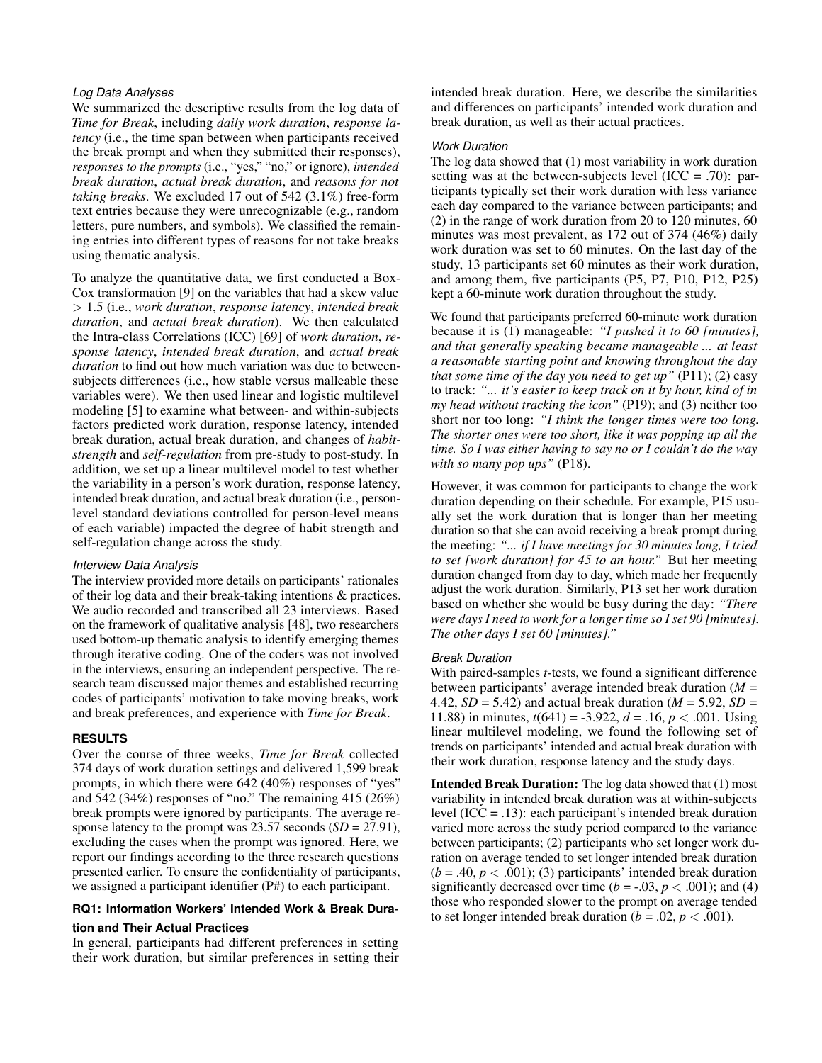### Log Data Analyses

We summarized the descriptive results from the log data of *Time for Break*, including *daily work duration*, *response latency* (i.e., the time span between when participants received the break prompt and when they submitted their responses), *responses to the prompts* (i.e., "yes," "no," or ignore), *intended break duration*, *actual break duration*, and *reasons for not taking breaks*. We excluded 17 out of 542 (3.1%) free-form text entries because they were unrecognizable (e.g., random letters, pure numbers, and symbols). We classified the remaining entries into different types of reasons for not take breaks using thematic analysis.

To analyze the quantitative data, we first conducted a Box-Cox transformation [9] on the variables that had a skew value $> 1.5$ (i.e., *work duration*, *response latency*, *intended break duration*, and *actual break duration*). We then calculated the Intra-class Correlations (ICC) [69] of *work duration*, *response latency*, *intended break duration*, and *actual break duration* to find out how much variation was due to between-subjects differences (i.e., how stable versus malleable these variables were). We then used linear and logistic multilevel modeling [5] to examine what between- and within-subjects factors predicted work duration, response latency, intended break duration, actual break duration, and changes of *habit-strength* and *self-regulation* from pre-study to post-study. In addition, we set up a linear multilevel model to test whether the variability in a person's work duration, response latency, intended break duration, and actual break duration (i.e., person-level standard deviations controlled for person-level means of each variable) impacted the degree of habit strength and self-regulation change across the study.

### Interview Data Analysis

The interview provided more details on participants' rationales of their log data and their break-taking intentions & practices. We audio recorded and transcribed all 23 interviews. Based on the framework of qualitative analysis [48], two researchers used bottom-up thematic analysis to identify emerging themes through iterative coding. One of the coders was not involved in the interviews, ensuring an independent perspective. The research team discussed major themes and established recurring codes of participants' motivation to take moving breaks, work and break preferences, and experience with *Time for Break*.

## RESULTS

Over the course of three weeks, *Time for Break* collected 374 days of work duration settings and delivered 1,599 break prompts, in which there were 642 (40%) responses of "yes" and 542 (34%) responses of "no." The remaining 415 (26%) break prompts were ignored by participants. The average response latency to the prompt was 23.57 seconds ($SD$ = 27.91), excluding the cases when the prompt was ignored. Here, we report our findings according to the three research questions presented earlier. To ensure the confidentiality of participants, we assigned a participant identifier (P#) to each participant.

### RQ1: Information Workers' Intended Work & Break Duration and Their Actual Practices

In general, participants had different preferences in setting their work duration, but similar preferences in setting their intended break duration. Here, we describe the similarities and differences on participants' intended work duration and break duration, as well as their actual practices.

#### Work Duration

The log data showed that (1) most variability in work duration setting was at the between-subjects level (ICC = .70): participants typically set their work duration with less variance each day compared to the variance between participants; and (2) in the range of work duration from 20 to 120 minutes, 60 minutes was most prevalent, as 172 out of 374 (46%) daily work duration was set to 60 minutes. On the last day of the study, 13 participants set 60 minutes as their work duration, and among them, five participants (P5, P7, P10, P12, P25) kept a 60-minute work duration throughout the study.

We found that participants preferred 60-minute work duration because it is (1) manageable: ***"I pushed it to 60 [minutes], and that generally speaking became manageable ... at least a reasonable starting point and knowing throughout the day that some time of the day you need to get up"*** (P11); (2) easy to track: ***"... it's easier to keep track on it by hour, kind of in my head without tracking the icon"*** (P19); and (3) neither too short nor too long: ***"I think the longer times were too long. The shorter ones were too short, like it was popping up all the time. So I was either having to say no or I couldn't do the way with so many pop ups"*** (P18).

However, it was common for participants to change the work duration depending on their schedule. For example, P15 usually set the work duration that is longer than her meeting duration so that she can avoid receiving a break prompt during the meeting: ***"... if I have meetings for 30 minutes long, I tried to set [work duration] for 45 to an hour."*** But her meeting duration changed from day to day, which made her frequently adjust the work duration. Similarly, P13 set her work duration based on whether she would be busy during the day: ***"There were days I need to work for a longer time so I set 90 [minutes]. The other days I set 60 [minutes]."***

#### Break Duration

With paired-samples $t$-tests, we found a significant difference between participants' average intended break duration ($M$ = 4.42, $SD$ = 5.42) and actual break duration ($M$ = 5.92, $SD$ = 11.88) in minutes, $t(641) = -3.922$, $d = .16$, $p < .001$. Using linear multilevel modeling, we found the following set of trends on participants' intended and actual break duration with their work duration, response latency and the study days.

**Intended Break Duration:** The log data showed that (1) most variability in intended break duration was at within-subjects level (ICC = .13): each participant's intended break duration varied more across the study period compared to the variance between participants; (2) participants who set longer work duration on average tended to set longer intended break duration ($b = .40$, $p < .001$); (3) participants' intended break duration significantly decreased over time ($b = -.03$, $p < .001$); and (4) those who responded slower to the prompt on average tended to set longer intended break duration ($b = .02$, $p < .001$).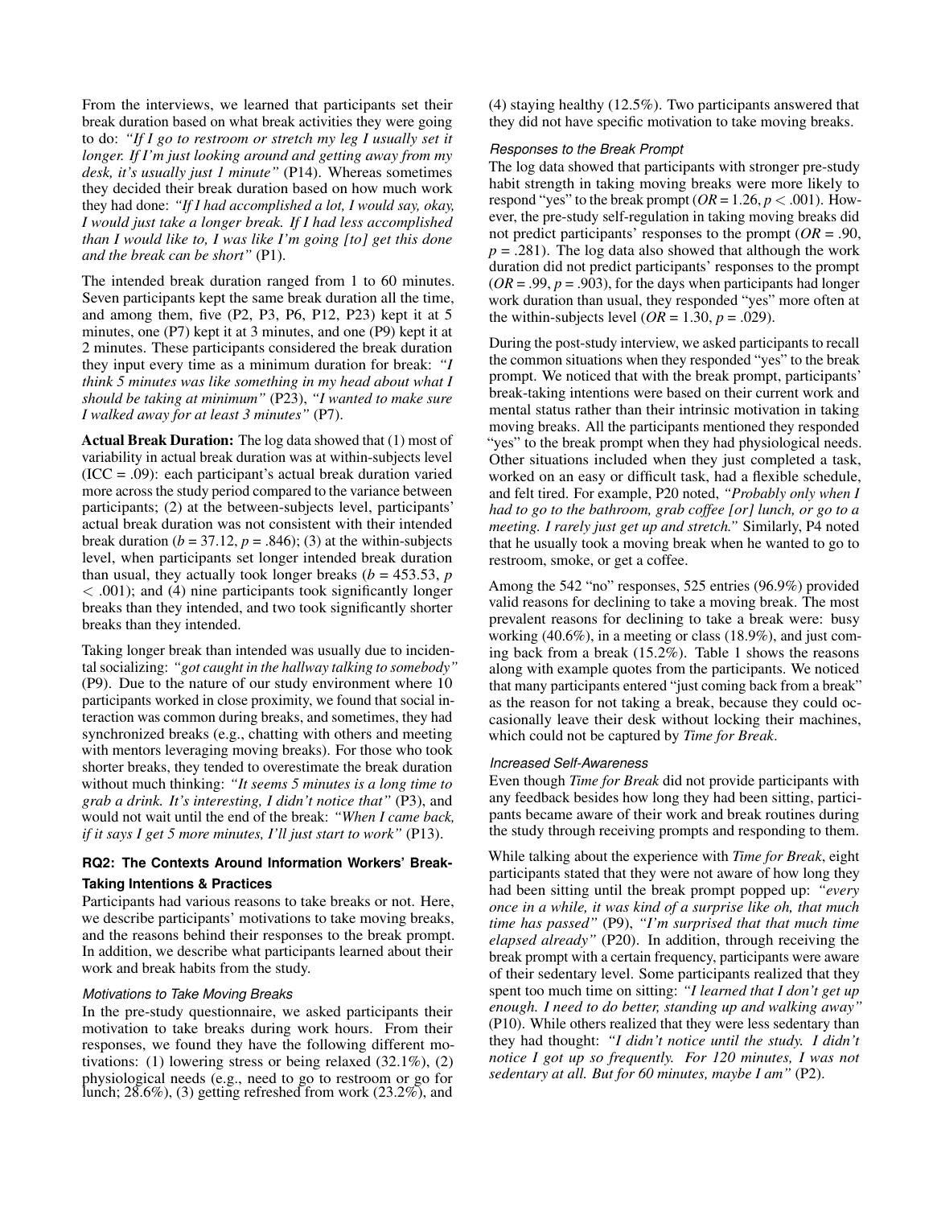From the interviews, we learned that participants set their break duration based on what break activities they were going to do: *"If I go to restroom or stretch my leg I usually set it longer. If I'm just looking around and getting away from my desk, it's usually just 1 minute"* (P14). Whereas sometimes they decided their break duration based on how much work they had done: *"If I had accomplished a lot, I would say, okay, I would just take a longer break. If I had less accomplished than I would like to, I was like I'm going [to] get this done and the break can be short"* (P1).

The intended break duration ranged from 1 to 60 minutes. Seven participants kept the same break duration all the time, and among them, five (P2, P3, P6, P12, P23) kept it at 5 minutes, one (P7) kept it at 3 minutes, and one (P9) kept it at 2 minutes. These participants considered the break duration they input every time as a minimum duration for break: *"I think 5 minutes was like something in my head about what I should be taking at minimum"* (P23), *"I wanted to make sure I walked away for at least 3 minutes"* (P7).

**Actual Break Duration:** The log data showed that (1) most of variability in actual break duration was at within-subjects level (ICC = .09): each participant's actual break duration varied more across the study period compared to the variance between participants; (2) at the between-subjects level, participants' actual break duration was not consistent with their intended break duration ($b$ = 37.12, $p$ = .846); (3) at the within-subjects level, when participants set longer intended break duration than usual, they actually took longer breaks ($b$ = 453.53, $p$ < .001); and (4) nine participants took significantly longer breaks than they intended, and two took significantly shorter breaks than they intended.

Taking longer break than intended was usually due to incidental socializing: *"got caught in the hallway talking to somebody"* (P9). Due to the nature of our study environment where 10 participants worked in close proximity, we found that social interaction was common during breaks, and sometimes, they had synchronized breaks (e.g., chatting with others and meeting with mentors leveraging moving breaks). For those who took shorter breaks, they tended to overestimate the break duration without much thinking: *"It seems 5 minutes is a long time to grab a drink. It's interesting, I didn't notice that"* (P3), and would not wait until the end of the break: *"When I came back, if it says I get 5 more minutes, I'll just start to work"* (P13).

### RQ2: The Contexts Around Information Workers' Break-Taking Intentions & Practices

Participants had various reasons to take breaks or not. Here, we describe participants' motivations to take moving breaks, and the reasons behind their responses to the break prompt. In addition, we describe what participants learned about their work and break habits from the study.

#### *Motivations to Take Moving Breaks*

In the pre-study questionnaire, we asked participants their motivation to take breaks during work hours. From their responses, we found they have the following different motivations: (1) lowering stress or being relaxed (32.1%), (2) physiological needs (e.g., need to go to restroom or go for lunch; 28.6%), (3) getting refreshed from work (23.2%), and (4) staying healthy (12.5%). Two participants answered that they did not have specific motivation to take moving breaks.

#### *Responses to the Break Prompt*

The log data showed that participants with stronger pre-study habit strength in taking moving breaks were more likely to respond "yes" to the break prompt ($OR$ = 1.26, $p$ < .001). However, the pre-study self-regulation in taking moving breaks did not predict participants' responses to the prompt ($OR$ = .90, $p$ = .281). The log data also showed that although the work duration did not predict participants' responses to the prompt ($OR$ = .99, $p$ = .903), for the days when participants had longer work duration than usual, they responded "yes" more often at the within-subjects level ($OR$ = 1.30, $p$ = .029).

During the post-study interview, we asked participants to recall the common situations when they responded "yes" to the break prompt. We noticed that with the break prompt, participants' break-taking intentions were based on their current work and mental status rather than their intrinsic motivation in taking moving breaks. All the participants mentioned they responded "yes" to the break prompt when they had physiological needs. Other situations included when they just completed a task, worked on an easy or difficult task, had a flexible schedule, and felt tired. For example, P20 noted, *"Probably only when I had to go to the bathroom, grab coffee [or] lunch, or go to a meeting. I rarely just get up and stretch."* Similarly, P4 noted that he usually took a moving break when he wanted to go to restroom, smoke, or get a coffee.

Among the 542 "no" responses, 525 entries (96.9%) provided valid reasons for declining to take a moving break. The most prevalent reasons for declining to take a break were: busy working (40.6%), in a meeting or class (18.9%), and just coming back from a break (15.2%). Table 1 shows the reasons along with example quotes from the participants. We noticed that many participants entered "just coming back from a break" as the reason for not taking a break, because they could occasionally leave their desk without locking their machines, which could not be captured by *Time for Break*.

#### *Increased Self-Awareness*

Even though *Time for Break* did not provide participants with any feedback besides how long they had been sitting, participants became aware of their work and break routines during the study through receiving prompts and responding to them.

While talking about the experience with *Time for Break*, eight participants stated that they were not aware of how long they had been sitting until the break prompt popped up: *"every once in a while, it was kind of a surprise like oh, that much time has passed"* (P9), *"I'm surprised that that much time elapsed already"* (P20). In addition, through receiving the break prompt with a certain frequency, participants were aware of their sedentary level. Some participants realized that they spent too much time on sitting: *"I learned that I don't get up enough. I need to do better, standing up and walking away"* (P10). While others realized that they were less sedentary than they had thought: *"I didn't notice until the study. I didn't notice I got up so frequently. For 120 minutes, I was not sedentary at all. But for 60 minutes, maybe I am"* (P2).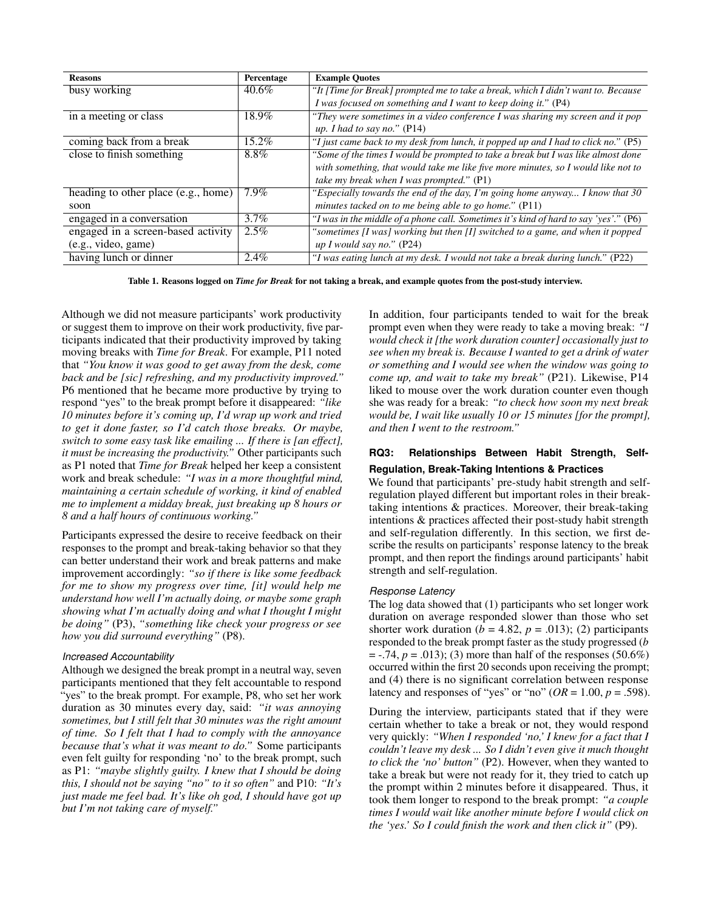| Reasons | Percentage | Example Quotes |
|---|---|---|
| busy working | 40.6% | *"It [Time for Break] prompted me to take a break, which I didn't want to. Because I was focused on something and I want to keep doing it."* (P4) |
| in a meeting or class | 18.9% | *"They were sometimes in a video conference I was sharing my screen and it pop up. I had to say no."* (P14) |
| coming back from a break | 15.2% | *"I just came back to my desk from lunch, it popped up and I had to click no."* (P5) |
| close to finish something | 8.8% | *"Some of the times I would be prompted to take a break but I was like almost done with something, that would take me like five more minutes, so I would like not to take my break when I was prompted."* (P1) |
| heading to other place (e.g., home) soon | 7.9% | *"Especially towards the end of the day, I'm going home anyway... I know that 30 minutes tacked on to me being able to go home."* (P11) |
| engaged in a conversation | 3.7% | *"I was in the middle of a phone call. Sometimes it's kind of hard to say 'yes'."* (P6) |
| engaged in a screen-based activity (e.g., video, game) | 2.5% | *"sometimes [I was] working but then [I] switched to a game, and when it popped up I would say no."* (P24) |
| having lunch or dinner | 2.4% | *"I was eating lunch at my desk. I would not take a break during lunch."* (P22) |

**Table 1. Reasons logged on *Time for Break* for not taking a break, and example quotes from the post-study interview.**

Although we did not measure participants' work productivity or suggest them to improve on their work productivity, five participants indicated that their productivity improved by taking moving breaks with *Time for Break*. For example, P11 noted that *"You know it was good to get away from the desk, come back and be [sic] refreshing, and my productivity improved."* P6 mentioned that he became more productive by trying to respond "yes" to the break prompt before it disappeared: *"like 10 minutes before it's coming up, I'd wrap up work and tried to get it done faster, so I'd catch those breaks. Or maybe, switch to some easy task like emailing ... If there is [an effect], it must be increasing the productivity."* Other participants such as P1 noted that *Time for Break* helped her keep a consistent work and break schedule: *"I was in a more thoughtful mind, maintaining a certain schedule of working, it kind of enabled me to implement a midday break, just breaking up 8 hours or 8 and a half hours of continuous working."*

Participants expressed the desire to receive feedback on their responses to the prompt and break-taking behavior so that they can better understand their work and break patterns and make improvement accordingly: *"so if there is like some feedback for me to show my progress over time, [it] would help me understand how well I'm actually doing, or maybe some graph showing what I'm actually doing and what I thought I might be doing"* (P3), *"something like check your progress or see how you did surround everything"* (P8).

#### *Increased Accountability*

Although we designed the break prompt in a neutral way, seven participants mentioned that they felt accountable to respond "yes" to the break prompt. For example, P8, who set her work duration as 30 minutes every day, said: *"it was annoying sometimes, but I still felt that 30 minutes was the right amount of time. So I felt that I had to comply with the annoyance because that's what it was meant to do."* Some participants even felt guilty for responding 'no' to the break prompt, such as P1: *"maybe slightly guilty. I knew that I should be doing this, I should not be saying "no" to it so often"* and P10: *"It's just made me feel bad. It's like oh god, I should have got up but I'm not taking care of myself."*

In addition, four participants tended to wait for the break prompt even when they were ready to take a moving break: *"I would check it [the work duration counter] occasionally just to see when my break is. Because I wanted to get a drink of water or something and I would see when the window was going to come up, and wait to take my break"* (P21). Likewise, P14 liked to mouse over the work duration counter even though she was ready for a break: *"to check how soon my next break would be, I wait like usually 10 or 15 minutes [for the prompt], and then I went to the restroom."*

### RQ3: Relationships Between Habit Strength, Self-Regulation, Break-Taking Intentions & Practices

We found that participants' pre-study habit strength and self-regulation played different but important roles in their break-taking intentions & practices. Moreover, their break-taking intentions & practices affected their post-study habit strength and self-regulation differently. In this section, we first describe the results on participants' response latency to the break prompt, and then report the findings around participants' habit strength and self-regulation.

#### *Response Latency*

The log data showed that (1) participants who set longer work duration on average responded slower than those who set shorter work duration ($b$ = 4.82, $p$ = .013); (2) participants responded to the break prompt faster as the study progressed ($b$ = -.74, $p$ = .013); (3) more than half of the responses (50.6%) occurred within the first 20 seconds upon receiving the prompt; and (4) there is no significant correlation between response latency and responses of "yes" or "no" ($OR$ = 1.00, $p$ = .598).

During the interview, participants stated that if they were certain whether to take a break or not, they would respond very quickly: *"When I responded 'no,' I knew for a fact that I couldn't leave my desk ... So I didn't even give it much thought to click the 'no' button"* (P2). However, when they wanted to take a break but were not ready for it, they tried to catch up the prompt within 2 minutes before it disappeared. Thus, it took them longer to respond to the break prompt: *"a couple times I would wait like another minute before I would click on the 'yes.' So I could finish the work and then click it"* (P9).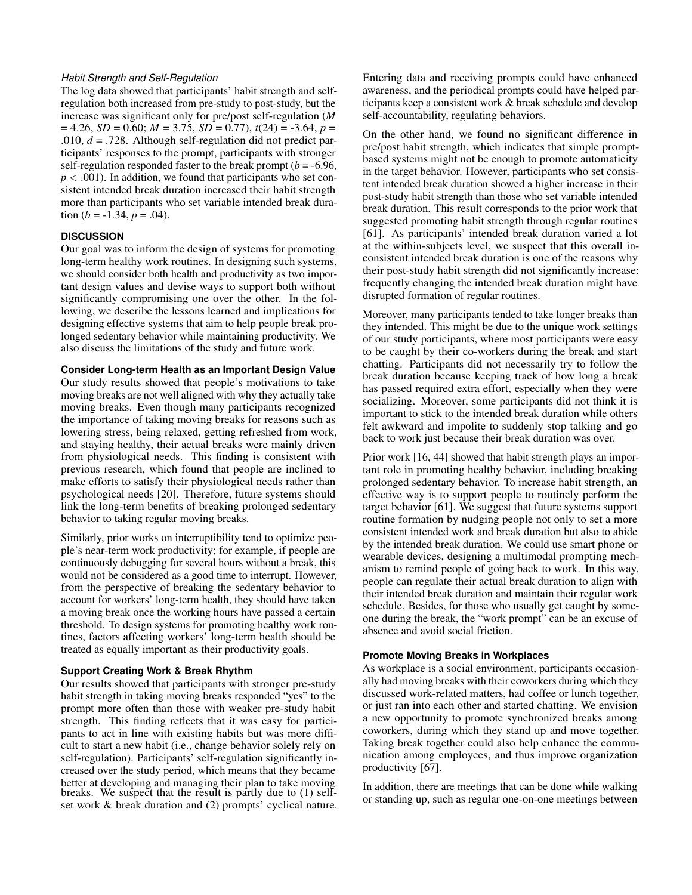### *Habit Strength and Self-Regulation*

The log data showed that participants' habit strength and self-regulation both increased from pre-study to post-study, but the increase was significant only for pre/post self-regulation ($M = 4.26$, $SD = 0.60$; $M = 3.75$, $SD = 0.77$), $t(24) = -3.64$, $p = .010$, $d = .728$. Although self-regulation did not predict participants' responses to the prompt, participants with stronger self-regulation responded faster to the break prompt ($b = -6.96$, $p < .001$). In addition, we found that participants who set consistent intended break duration increased their habit strength more than participants who set variable intended break duration ($b = -1.34$, $p = .04$).

## DISCUSSION

Our goal was to inform the design of systems for promoting long-term healthy work routines. In designing such systems, we should consider both health and productivity as two important design values and devise ways to support both without significantly compromising one over the other. In the following, we describe the lessons learned and implications for designing effective systems that aim to help people break prolonged sedentary behavior while maintaining productivity. We also discuss the limitations of the study and future work.

### Consider Long-term Health as an Important Design Value

Our study results showed that people's motivations to take moving breaks are not well aligned with why they actually take moving breaks. Even though many participants recognized the importance of taking moving breaks for reasons such as lowering stress, being relaxed, getting refreshed from work, and staying healthy, their actual breaks were mainly driven from physiological needs. This finding is consistent with previous research, which found that people are inclined to make efforts to satisfy their physiological needs rather than psychological needs [20]. Therefore, future systems should link the long-term benefits of breaking prolonged sedentary behavior to taking regular moving breaks.

Similarly, prior works on interruptibility tend to optimize people's near-term work productivity; for example, if people are continuously debugging for several hours without a break, this would not be considered as a good time to interrupt. However, from the perspective of breaking the sedentary behavior to account for workers' long-term health, they should have taken a moving break once the working hours have passed a certain threshold. To design systems for promoting healthy work routines, factors affecting workers' long-term health should be treated as equally important as their productivity goals.

### Support Creating Work & Break Rhythm

Our results showed that participants with stronger pre-study habit strength in taking moving breaks responded "yes" to the prompt more often than those with weaker pre-study habit strength. This finding reflects that it was easy for participants to act in line with existing habits but was more difficult to start a new habit (i.e., change behavior solely rely on self-regulation). Participants' self-regulation significantly increased over the study period, which means that they became better at developing and managing their plan to take moving breaks. We suspect that the result is partly due to (1) self-set work & break duration and (2) prompts' cyclical nature. Entering data and receiving prompts could have enhanced awareness, and the periodical prompts could have helped participants keep a consistent work & break schedule and develop self-accountability, regulating behaviors.

On the other hand, we found no significant difference in pre/post habit strength, which indicates that simple prompt-based systems might not be enough to promote automaticity in the target behavior. However, participants who set consistent intended break duration showed a higher increase in their post-study habit strength than those who set variable intended break duration. This result corresponds to the prior work that suggested promoting habit strength through regular routines [61]. As participants' intended break duration varied a lot at the within-subjects level, we suspect that this overall inconsistent intended break duration is one of the reasons why their post-study habit strength did not significantly increase: frequently changing the intended break duration might have disrupted formation of regular routines.

Moreover, many participants tended to take longer breaks than they intended. This might be due to the unique work settings of our study participants, where most participants were easy to be caught by their co-workers during the break and start chatting. Participants did not necessarily try to follow the break duration because keeping track of how long a break has passed required extra effort, especially when they were socializing. Moreover, some participants did not think it is important to stick to the intended break duration while others felt awkward and impolite to suddenly stop talking and go back to work just because their break duration was over.

Prior work [16, 44] showed that habit strength plays an important role in promoting healthy behavior, including breaking prolonged sedentary behavior. To increase habit strength, an effective way is to support people to routinely perform the target behavior [61]. We suggest that future systems support routine formation by nudging people not only to set a more consistent intended work and break duration but also to abide by the intended break duration. We could use smart phone or wearable devices, designing a multimodal prompting mechanism to remind people of going back to work. In this way, people can regulate their actual break duration to align with their intended break duration and maintain their regular work schedule. Besides, for those who usually get caught by someone during the break, the "work prompt" can be an excuse of absence and avoid social friction.

### Promote Moving Breaks in Workplaces

As workplace is a social environment, participants occasionally had moving breaks with their coworkers during which they discussed work-related matters, had coffee or lunch together, or just ran into each other and started chatting. We envision a new opportunity to promote synchronized breaks among coworkers, during which they stand up and move together. Taking break together could also help enhance the communication among employees, and thus improve organization productivity [67].

In addition, there are meetings that can be done while walking or standing up, such as regular one-on-one meetings between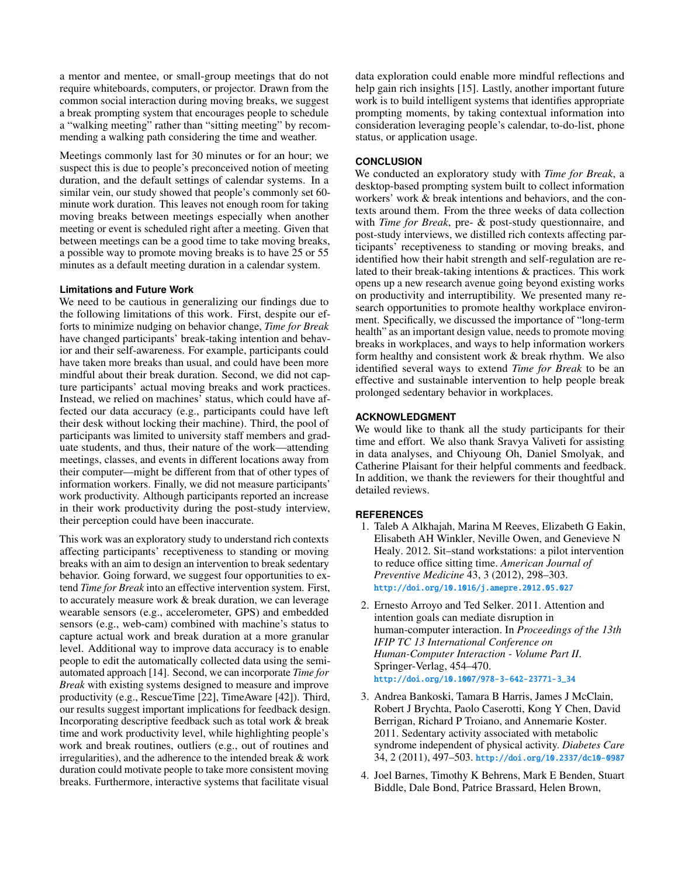a mentor and mentee, or small-group meetings that do not require whiteboards, computers, or projector. Drawn from the common social interaction during moving breaks, we suggest a break prompting system that encourages people to schedule a "walking meeting" rather than "sitting meeting" by recommending a walking path considering the time and weather.

Meetings commonly last for 30 minutes or for an hour; we suspect this is due to people's preconceived notion of meeting duration, and the default settings of calendar systems. In a similar vein, our study showed that people's commonly set 60-minute work duration. This leaves not enough room for taking moving breaks between meetings especially when another meeting or event is scheduled right after a meeting. Given that between meetings can be a good time to take moving breaks, a possible way to promote moving breaks is to have 25 or 55 minutes as a default meeting duration in a calendar system.

### Limitations and Future Work

We need to be cautious in generalizing our findings due to the following limitations of this work. First, despite our efforts to minimize nudging on behavior change, *Time for Break* have changed participants' break-taking intention and behavior and their self-awareness. For example, participants could have taken more breaks than usual, and could have been more mindful about their break duration. Second, we did not capture participants' actual moving breaks and work practices. Instead, we relied on machines' status, which could have affected our data accuracy (e.g., participants could have left their desk without locking their machine). Third, the pool of participants was limited to university staff members and graduate students, and thus, their nature of the work—attending meetings, classes, and events in different locations away from their computer—might be different from that of other types of information workers. Finally, we did not measure participants' work productivity. Although participants reported an increase in their work productivity during the post-study interview, their perception could have been inaccurate.

This work was an exploratory study to understand rich contexts affecting participants' receptiveness to standing or moving breaks with an aim to design an intervention to break sedentary behavior. Going forward, we suggest four opportunities to extend *Time for Break* into an effective intervention system. First, to accurately measure work & break duration, we can leverage wearable sensors (e.g., accelerometer, GPS) and embedded sensors (e.g., web-cam) combined with machine's status to capture actual work and break duration at a more granular level. Additional way to improve data accuracy is to enable people to edit the automatically collected data using the semi-automated approach [14]. Second, we can incorporate *Time for Break* with existing systems designed to measure and improve productivity (e.g., RescueTime [22], TimeAware [42]). Third, our results suggest important implications for feedback design. Incorporating descriptive feedback such as total work & break time and work productivity level, while highlighting people's work and break routines, outliers (e.g., out of routines and irregularities), and the adherence to the intended break & work duration could motivate people to take more consistent moving breaks. Furthermore, interactive systems that facilitate visual data exploration could enable more mindful reflections and help gain rich insights [15]. Lastly, another important future work is to build intelligent systems that identifies appropriate prompting moments, by taking contextual information into consideration leveraging people's calendar, to-do-list, phone status, or application usage.

## CONCLUSION

We conducted an exploratory study with *Time for Break*, a desktop-based prompting system built to collect information workers' work & break intentions and behaviors, and the contexts around them. From the three weeks of data collection with *Time for Break*, pre- & post-study questionnaire, and post-study interviews, we distilled rich contexts affecting participants' receptiveness to standing or moving breaks, and identified how their habit strength and self-regulation are related to their break-taking intentions & practices. This work opens up a new research avenue going beyond existing works on productivity and interruptibility. We presented many research opportunities to promote healthy workplace environment. Specifically, we discussed the importance of "long-term health" as an important design value, needs to promote moving breaks in workplaces, and ways to help information workers form healthy and consistent work & break rhythm. We also identified several ways to extend *Time for Break* to be an effective and sustainable intervention to help people break prolonged sedentary behavior in workplaces.

## ACKNOWLEDGMENT

We would like to thank all the study participants for their time and effort. We also thank Sravya Valiveti for assisting in data analyses, and Chiyoung Oh, Daniel Smolyak, and Catherine Plaisant for their helpful comments and feedback. In addition, we thank the reviewers for their thoughtful and detailed reviews.

## REFERENCES

1. Taleb A Alkhajah, Marina M Reeves, Elizabeth G Eakin, Elisabeth AH Winkler, Neville Owen, and Genevieve N Healy. 2012. Sit–stand workstations: a pilot intervention to reduce office sitting time. *American Journal of Preventive Medicine* 43, 3 (2012), 298–303. http://doi.org/10.1016/j.amepre.2012.05.027

2. Ernesto Arroyo and Ted Selker. 2011. Attention and intention goals can mediate disruption in human-computer interaction. In *Proceedings of the 13th IFIP TC 13 International Conference on Human-Computer Interaction - Volume Part II*. Springer-Verlag, 454–470. http://doi.org/10.1007/978-3-642-23771-3_34

3. Andrea Bankoski, Tamara B Harris, James J McClain, Robert J Brychta, Paolo Caserotti, Kong Y Chen, David Berrigan, Richard P Troiano, and Annemarie Koster. 2011. Sedentary activity associated with metabolic syndrome independent of physical activity. *Diabetes Care* 34, 2 (2011), 497–503. http://doi.org/10.2337/dc10-0987

4. Joel Barnes, Timothy K Behrens, Mark E Benden, Stuart Biddle, Dale Bond, Patrice Brassard, Helen Brown,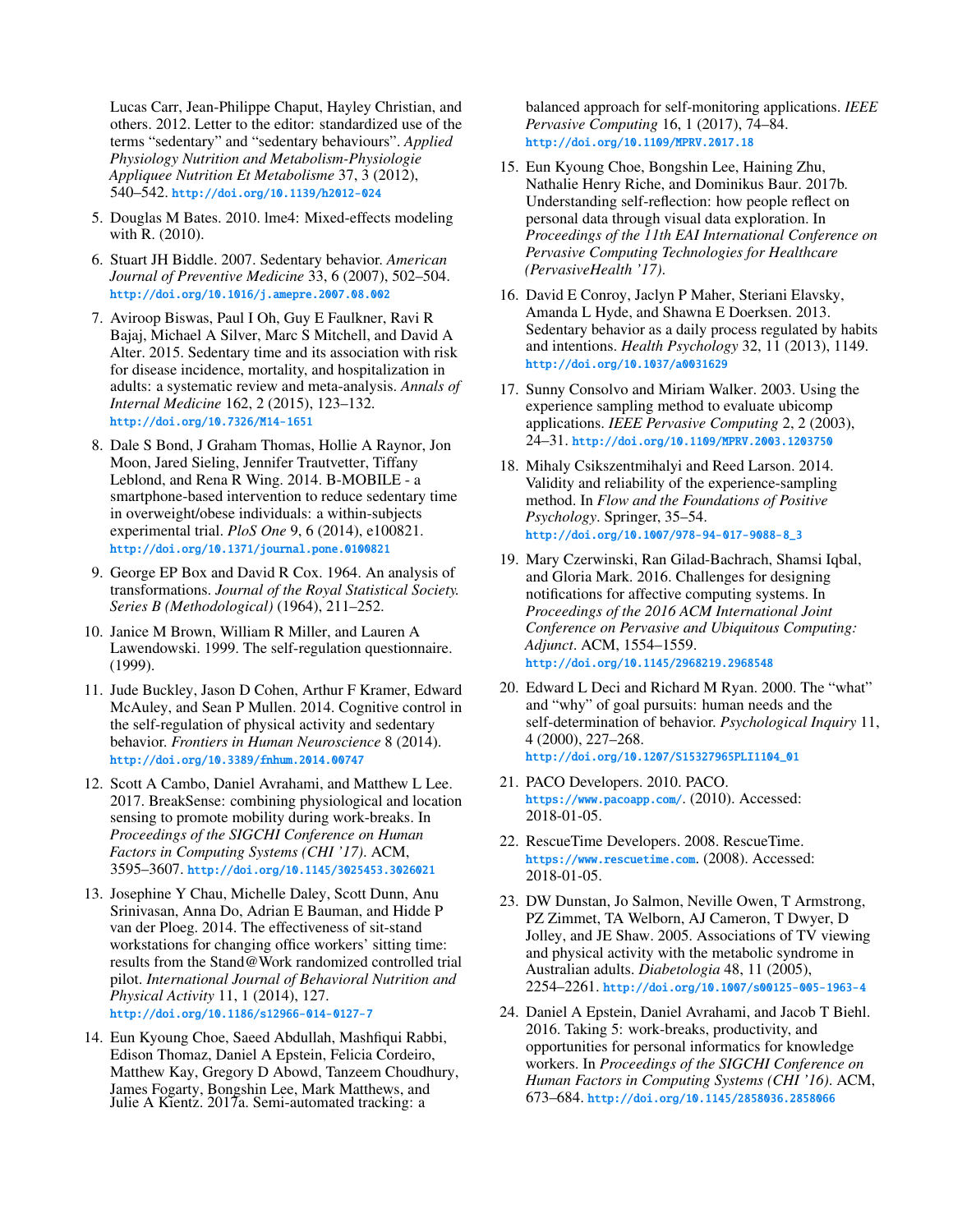Lucas Carr, Jean-Philippe Chaput, Hayley Christian, and others. 2012. Letter to the editor: standardized use of the terms "sedentary" and "sedentary behaviours". *Applied Physiology Nutrition and Metabolism-Physiologie Appliquee Nutrition Et Metabolisme* 37, 3 (2012), 540–542. http://doi.org/10.1139/h2012-024

5. Douglas M Bates. 2010. lme4: Mixed-effects modeling with R. (2010).

6. Stuart JH Biddle. 2007. Sedentary behavior. *American Journal of Preventive Medicine* 33, 6 (2007), 502–504. http://doi.org/10.1016/j.amepre.2007.08.002

7. Aviroop Biswas, Paul I Oh, Guy E Faulkner, Ravi R Bajaj, Michael A Silver, Marc S Mitchell, and David A Alter. 2015. Sedentary time and its association with risk for disease incidence, mortality, and hospitalization in adults: a systematic review and meta-analysis. *Annals of Internal Medicine* 162, 2 (2015), 123–132. http://doi.org/10.7326/M14-1651

8. Dale S Bond, J Graham Thomas, Hollie A Raynor, Jon Moon, Jared Sieling, Jennifer Trautvetter, Tiffany Leblond, and Rena R Wing. 2014. B-MOBILE - a smartphone-based intervention to reduce sedentary time in overweight/obese individuals: a within-subjects experimental trial. *PloS One* 9, 6 (2014), e100821. http://doi.org/10.1371/journal.pone.0100821

9. George EP Box and David R Cox. 1964. An analysis of transformations. *Journal of the Royal Statistical Society. Series B (Methodological)* (1964), 211–252.

10. Janice M Brown, William R Miller, and Lauren A Lawendowski. 1999. The self-regulation questionnaire. (1999).

11. Jude Buckley, Jason D Cohen, Arthur F Kramer, Edward McAuley, and Sean P Mullen. 2014. Cognitive control in the self-regulation of physical activity and sedentary behavior. *Frontiers in Human Neuroscience* 8 (2014). http://doi.org/10.3389/fnhum.2014.00747

12. Scott A Cambo, Daniel Avrahami, and Matthew L Lee. 2017. BreakSense: combining physiological and location sensing to promote mobility during work-breaks. In *Proceedings of the SIGCHI Conference on Human Factors in Computing Systems (CHI '17)*. ACM, 3595–3607. http://doi.org/10.1145/3025453.3026021

13. Josephine Y Chau, Michelle Daley, Scott Dunn, Anu Srinivasan, Anna Do, Adrian E Bauman, and Hidde P van der Ploeg. 2014. The effectiveness of sit-stand workstations for changing office workers' sitting time: results from the Stand@Work randomized controlled trial pilot. *International Journal of Behavioral Nutrition and Physical Activity* 11, 1 (2014), 127. http://doi.org/10.1186/s12966-014-0127-7

14. Eun Kyoung Choe, Saeed Abdullah, Mashfiqui Rabbi, Edison Thomaz, Daniel A Epstein, Felicia Cordeiro, Matthew Kay, Gregory D Abowd, Tanzeem Choudhury, James Fogarty, Bongshin Lee, Mark Matthews, and Julie A Kientz. 2017a. Semi-automated tracking: a balanced approach for self-monitoring applications. *IEEE Pervasive Computing* 16, 1 (2017), 74–84. http://doi.org/10.1109/MPRV.2017.18

15. Eun Kyoung Choe, Bongshin Lee, Haining Zhu, Nathalie Henry Riche, and Dominikus Baur. 2017b. Understanding self-reflection: how people reflect on personal data through visual data exploration. In *Proceedings of the 11th EAI International Conference on Pervasive Computing Technologies for Healthcare (PervasiveHealth '17)*.

16. David E Conroy, Jaclyn P Maher, Steriani Elavsky, Amanda L Hyde, and Shawna E Doerksen. 2013. Sedentary behavior as a daily process regulated by habits and intentions. *Health Psychology* 32, 11 (2013), 1149. http://doi.org/10.1037/a0031629

17. Sunny Consolvo and Miriam Walker. 2003. Using the experience sampling method to evaluate ubicomp applications. *IEEE Pervasive Computing* 2, 2 (2003), 24–31. http://doi.org/10.1109/MPRV.2003.1203750

18. Mihaly Csikszentmihalyi and Reed Larson. 2014. Validity and reliability of the experience-sampling method. In *Flow and the Foundations of Positive Psychology*. Springer, 35–54. http://doi.org/10.1007/978-94-017-9088-8_3

19. Mary Czerwinski, Ran Gilad-Bachrach, Shamsi Iqbal, and Gloria Mark. 2016. Challenges for designing notifications for affective computing systems. In *Proceedings of the 2016 ACM International Joint Conference on Pervasive and Ubiquitous Computing: Adjunct*. ACM, 1554–1559. http://doi.org/10.1145/2968219.2968548

20. Edward L Deci and Richard M Ryan. 2000. The "what" and "why" of goal pursuits: human needs and the self-determination of behavior. *Psychological Inquiry* 11, 4 (2000), 227–268. http://doi.org/10.1207/S15327965PLI1104_01

21. PACO Developers. 2010. PACO. https://www.pacoapp.com/. (2010). Accessed: 2018-01-05.

22. RescueTime Developers. 2008. RescueTime. https://www.rescuetime.com. (2008). Accessed: 2018-01-05.

23. DW Dunstan, Jo Salmon, Neville Owen, T Armstrong, PZ Zimmet, TA Welborn, AJ Cameron, T Dwyer, D Jolley, and JE Shaw. 2005. Associations of TV viewing and physical activity with the metabolic syndrome in Australian adults. *Diabetologia* 48, 11 (2005), 2254–2261. http://doi.org/10.1007/s00125-005-1963-4

24. Daniel A Epstein, Daniel Avrahami, and Jacob T Biehl. 2016. Taking 5: work-breaks, productivity, and opportunities for personal informatics for knowledge workers. In *Proceedings of the SIGCHI Conference on Human Factors in Computing Systems (CHI '16)*. ACM, 673–684. http://doi.org/10.1145/2858036.2858066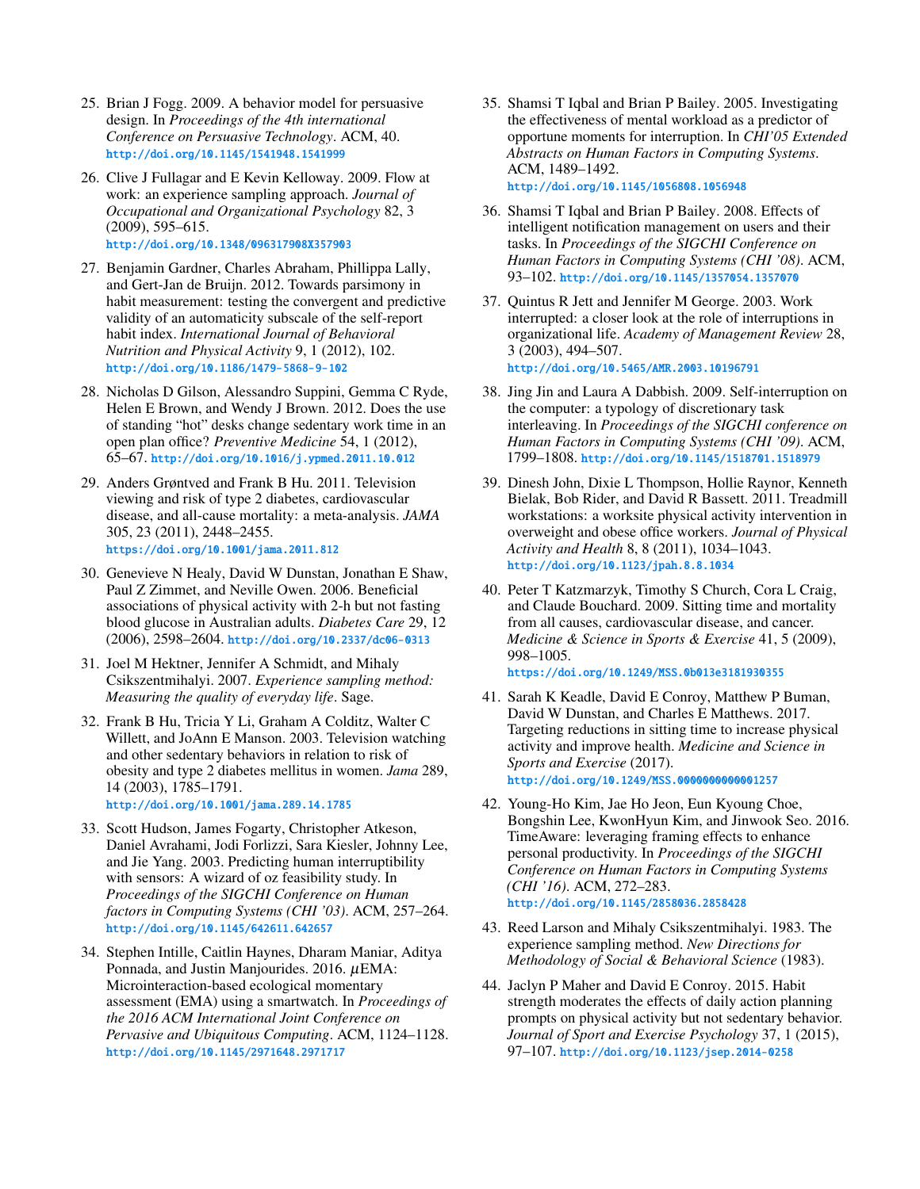25. Brian J Fogg. 2009. A behavior model for persuasive design. In *Proceedings of the 4th international Conference on Persuasive Technology*. ACM, 40. http://doi.org/10.1145/1541948.1541999

26. Clive J Fullagar and E Kevin Kelloway. 2009. Flow at work: an experience sampling approach. *Journal of Occupational and Organizational Psychology* 82, 3 (2009), 595–615. http://doi.org/10.1348/096317908X357903

27. Benjamin Gardner, Charles Abraham, Phillippa Lally, and Gert-Jan de Bruijn. 2012. Towards parsimony in habit measurement: testing the convergent and predictive validity of an automaticity subscale of the self-report habit index. *International Journal of Behavioral Nutrition and Physical Activity* 9, 1 (2012), 102. http://doi.org/10.1186/1479-5868-9-102

28. Nicholas D Gilson, Alessandro Suppini, Gemma C Ryde, Helen E Brown, and Wendy J Brown. 2012. Does the use of standing "hot" desks change sedentary work time in an open plan office? *Preventive Medicine* 54, 1 (2012), 65–67. http://doi.org/10.1016/j.ypmed.2011.10.012

29. Anders Grøntved and Frank B Hu. 2011. Television viewing and risk of type 2 diabetes, cardiovascular disease, and all-cause mortality: a meta-analysis. *JAMA* 305, 23 (2011), 2448–2455. https://doi.org/10.1001/jama.2011.812

30. Genevieve N Healy, David W Dunstan, Jonathan E Shaw, Paul Z Zimmet, and Neville Owen. 2006. Beneficial associations of physical activity with 2-h but not fasting blood glucose in Australian adults. *Diabetes Care* 29, 12 (2006), 2598–2604. http://doi.org/10.2337/dc06-0313

31. Joel M Hektner, Jennifer A Schmidt, and Mihaly Csikszentmihalyi. 2007. *Experience sampling method: Measuring the quality of everyday life*. Sage.

32. Frank B Hu, Tricia Y Li, Graham A Colditz, Walter C Willett, and JoAnn E Manson. 2003. Television watching and other sedentary behaviors in relation to risk of obesity and type 2 diabetes mellitus in women. *Jama* 289, 14 (2003), 1785–1791. http://doi.org/10.1001/jama.289.14.1785

33. Scott Hudson, James Fogarty, Christopher Atkeson, Daniel Avrahami, Jodi Forlizzi, Sara Kiesler, Johnny Lee, and Jie Yang. 2003. Predicting human interruptibility with sensors: A wizard of oz feasibility study. In *Proceedings of the SIGCHI Conference on Human factors in Computing Systems (CHI '03)*. ACM, 257–264. http://doi.org/10.1145/642611.642657

34. Stephen Intille, Caitlin Haynes, Dharam Maniar, Aditya Ponnada, and Justin Manjourides. 2016. $\mu$EMA: Microinteraction-based ecological momentary assessment (EMA) using a smartwatch. In *Proceedings of the 2016 ACM International Joint Conference on Pervasive and Ubiquitous Computing*. ACM, 1124–1128. http://doi.org/10.1145/2971648.2971717

35. Shamsi T Iqbal and Brian P Bailey. 2005. Investigating the effectiveness of mental workload as a predictor of opportune moments for interruption. In *CHI'05 Extended Abstracts on Human Factors in Computing Systems*. ACM, 1489–1492. http://doi.org/10.1145/1056808.1056948

36. Shamsi T Iqbal and Brian P Bailey. 2008. Effects of intelligent notification management on users and their tasks. In *Proceedings of the SIGCHI Conference on Human Factors in Computing Systems (CHI '08)*. ACM, 93–102. http://doi.org/10.1145/1357054.1357070

37. Quintus R Jett and Jennifer M George. 2003. Work interrupted: a closer look at the role of interruptions in organizational life. *Academy of Management Review* 28, 3 (2003), 494–507. http://doi.org/10.5465/AMR.2003.10196791

38. Jing Jin and Laura A Dabbish. 2009. Self-interruption on the computer: a typology of discretionary task interleaving. In *Proceedings of the SIGCHI conference on Human Factors in Computing Systems (CHI '09)*. ACM, 1799–1808. http://doi.org/10.1145/1518701.1518979

39. Dinesh John, Dixie L Thompson, Hollie Raynor, Kenneth Bielak, Bob Rider, and David R Bassett. 2011. Treadmill workstations: a worksite physical activity intervention in overweight and obese office workers. *Journal of Physical Activity and Health* 8, 8 (2011), 1034–1043. http://doi.org/10.1123/jpah.8.8.1034

40. Peter T Katzmarzyk, Timothy S Church, Cora L Craig, and Claude Bouchard. 2009. Sitting time and mortality from all causes, cardiovascular disease, and cancer. *Medicine & Science in Sports & Exercise* 41, 5 (2009), 998–1005. https://doi.org/10.1249/MSS.0b013e3181930355

41. Sarah K Keadle, David E Conroy, Matthew P Buman, David W Dunstan, and Charles E Matthews. 2017. Targeting reductions in sitting time to increase physical activity and improve health. *Medicine and Science in Sports and Exercise* (2017). http://doi.org/10.1249/MSS.0000000000001257

42. Young-Ho Kim, Jae Ho Jeon, Eun Kyoung Choe, Bongshin Lee, KwonHyun Kim, and Jinwook Seo. 2016. TimeAware: leveraging framing effects to enhance personal productivity. In *Proceedings of the SIGCHI Conference on Human Factors in Computing Systems (CHI '16)*. ACM, 272–283. http://doi.org/10.1145/2858036.2858428

43. Reed Larson and Mihaly Csikszentmihalyi. 1983. The experience sampling method. *New Directions for Methodology of Social & Behavioral Science* (1983).

44. Jaclyn P Maher and David E Conroy. 2015. Habit strength moderates the effects of daily action planning prompts on physical activity but not sedentary behavior. *Journal of Sport and Exercise Psychology* 37, 1 (2015), 97–107. http://doi.org/10.1123/jsep.2014-0258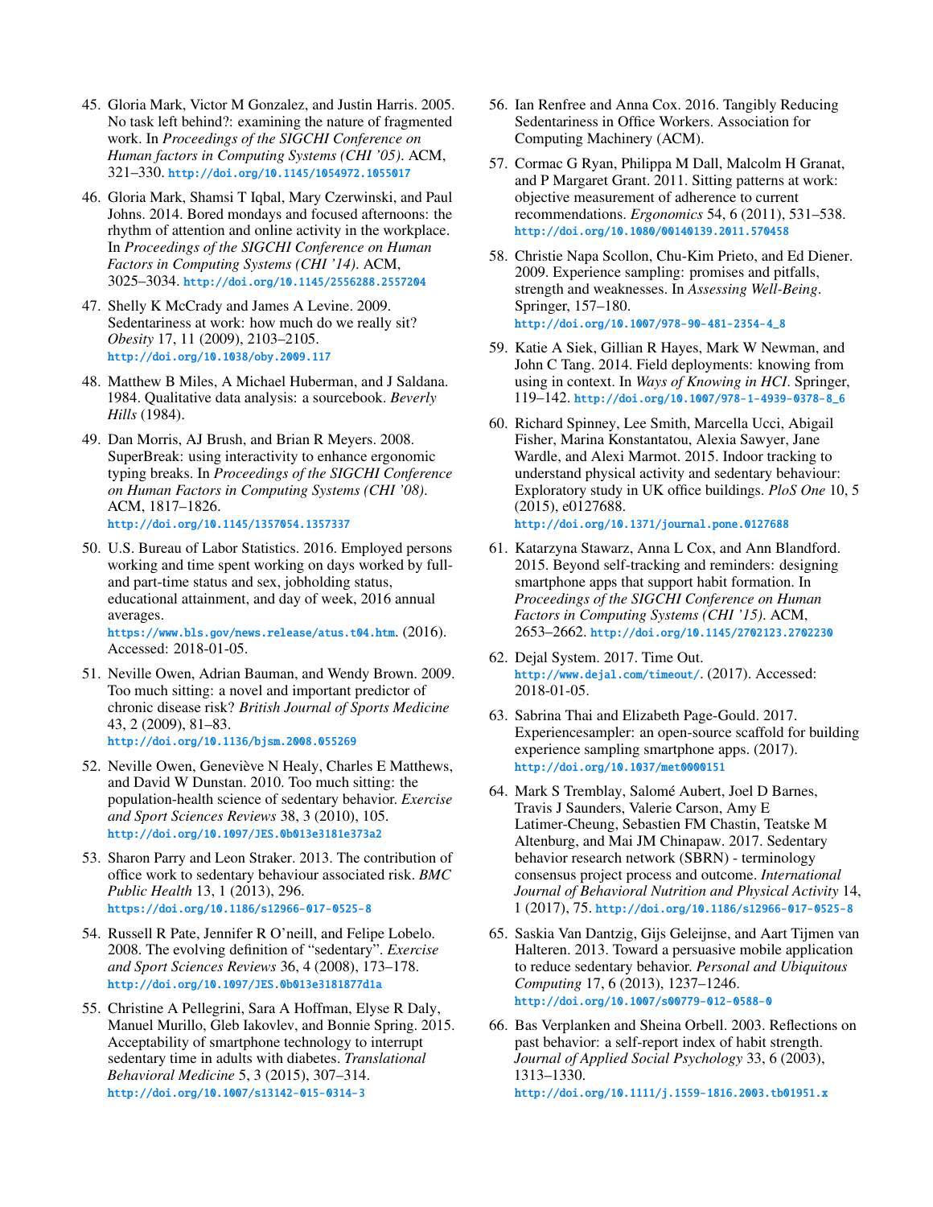45. Gloria Mark, Victor M Gonzalez, and Justin Harris. 2005. No task left behind?: examining the nature of fragmented work. In *Proceedings of the SIGCHI Conference on Human factors in Computing Systems (CHI '05)*. ACM, 321–330. http://doi.org/10.1145/1054972.1055017

46. Gloria Mark, Shamsi T Iqbal, Mary Czerwinski, and Paul Johns. 2014. Bored mondays and focused afternoons: the rhythm of attention and online activity in the workplace. In *Proceedings of the SIGCHI Conference on Human Factors in Computing Systems (CHI '14)*. ACM, 3025–3034. http://doi.org/10.1145/2556288.2557204

47. Shelly K McCrady and James A Levine. 2009. Sedentariness at work: how much do we really sit? *Obesity* 17, 11 (2009), 2103–2105. http://doi.org/10.1038/oby.2009.117

48. Matthew B Miles, A Michael Huberman, and J Saldana. 1984. Qualitative data analysis: a sourcebook. *Beverly Hills* (1984).

49. Dan Morris, AJ Brush, and Brian R Meyers. 2008. SuperBreak: using interactivity to enhance ergonomic typing breaks. In *Proceedings of the SIGCHI Conference on Human Factors in Computing Systems (CHI '08)*. ACM, 1817–1826. http://doi.org/10.1145/1357054.1357337

50. U.S. Bureau of Labor Statistics. 2016. Employed persons working and time spent working on days worked by full- and part-time status and sex, jobholding status, educational attainment, and day of week, 2016 annual averages. https://www.bls.gov/news.release/atus.t04.htm. (2016). Accessed: 2018-01-05.

51. Neville Owen, Adrian Bauman, and Wendy Brown. 2009. Too much sitting: a novel and important predictor of chronic disease risk? *British Journal of Sports Medicine* 43, 2 (2009), 81–83. http://doi.org/10.1136/bjsm.2008.055269

52. Neville Owen, Geneviève N Healy, Charles E Matthews, and David W Dunstan. 2010. Too much sitting: the population-health science of sedentary behavior. *Exercise and Sport Sciences Reviews* 38, 3 (2010), 105. http://doi.org/10.1097/JES.0b013e3181e373a2

53. Sharon Parry and Leon Straker. 2013. The contribution of office work to sedentary behaviour associated risk. *BMC Public Health* 13, 1 (2013), 296. https://doi.org/10.1186/s12966-017-0525-8

54. Russell R Pate, Jennifer R O'neill, and Felipe Lobelo. 2008. The evolving definition of "sedentary". *Exercise and Sport Sciences Reviews* 36, 4 (2008), 173–178. http://doi.org/10.1097/JES.0b013e3181877d1a

55. Christine A Pellegrini, Sara A Hoffman, Elyse R Daly, Manuel Murillo, Gleb Iakovlev, and Bonnie Spring. 2015. Acceptability of smartphone technology to interrupt sedentary time in adults with diabetes. *Translational Behavioral Medicine* 5, 3 (2015), 307–314. http://doi.org/10.1007/s13142-015-0314-3

56. Ian Renfree and Anna Cox. 2016. Tangibly Reducing Sedentariness in Office Workers. Association for Computing Machinery (ACM).

57. Cormac G Ryan, Philippa M Dall, Malcolm H Granat, and P Margaret Grant. 2011. Sitting patterns at work: objective measurement of adherence to current recommendations. *Ergonomics* 54, 6 (2011), 531–538. http://doi.org/10.1080/00140139.2011.570458

58. Christie Napa Scollon, Chu-Kim Prieto, and Ed Diener. 2009. Experience sampling: promises and pitfalls, strength and weaknesses. In *Assessing Well-Being*. Springer, 157–180. http://doi.org/10.1007/978-90-481-2354-4_8

59. Katie A Siek, Gillian R Hayes, Mark W Newman, and John C Tang. 2014. Field deployments: knowing from using in context. In *Ways of Knowing in HCI*. Springer, 119–142. http://doi.org/10.1007/978-1-4939-0378-8_6

60. Richard Spinney, Lee Smith, Marcella Ucci, Abigail Fisher, Marina Konstantatou, Alexia Sawyer, Jane Wardle, and Alexi Marmot. 2015. Indoor tracking to understand physical activity and sedentary behaviour: Exploratory study in UK office buildings. *PloS One* 10, 5 (2015), e0127688. http://doi.org/10.1371/journal.pone.0127688

61. Katarzyna Stawarz, Anna L Cox, and Ann Blandford. 2015. Beyond self-tracking and reminders: designing smartphone apps that support habit formation. In *Proceedings of the SIGCHI Conference on Human Factors in Computing Systems (CHI '15)*. ACM, 2653–2662. http://doi.org/10.1145/2702123.2702230

62. Dejal System. 2017. Time Out. http://www.dejal.com/timeout/. (2017). Accessed: 2018-01-05.

63. Sabrina Thai and Elizabeth Page-Gould. 2017. Experiencesampler: an open-source scaffold for building experience sampling smartphone apps. (2017). http://doi.org/10.1037/met0000151

64. Mark S Tremblay, Salomé Aubert, Joel D Barnes, Travis J Saunders, Valerie Carson, Amy E Latimer-Cheung, Sebastien FM Chastin, Teatske M Altenburg, and Mai JM Chinapaw. 2017. Sedentary behavior research network (SBRN) - terminology consensus project process and outcome. *International Journal of Behavioral Nutrition and Physical Activity* 14, 1 (2017), 75. http://doi.org/10.1186/s12966-017-0525-8

65. Saskia Van Dantzig, Gijs Geleijnse, and Aart Tijmen van Halteren. 2013. Toward a persuasive mobile application to reduce sedentary behavior. *Personal and Ubiquitous Computing* 17, 6 (2013), 1237–1246. http://doi.org/10.1007/s00779-012-0588-0

66. Bas Verplanken and Sheina Orbell. 2003. Reflections on past behavior: a self-report index of habit strength. *Journal of Applied Social Psychology* 33, 6 (2003), 1313–1330. http://doi.org/10.1111/j.1559-1816.2003.tb01951.x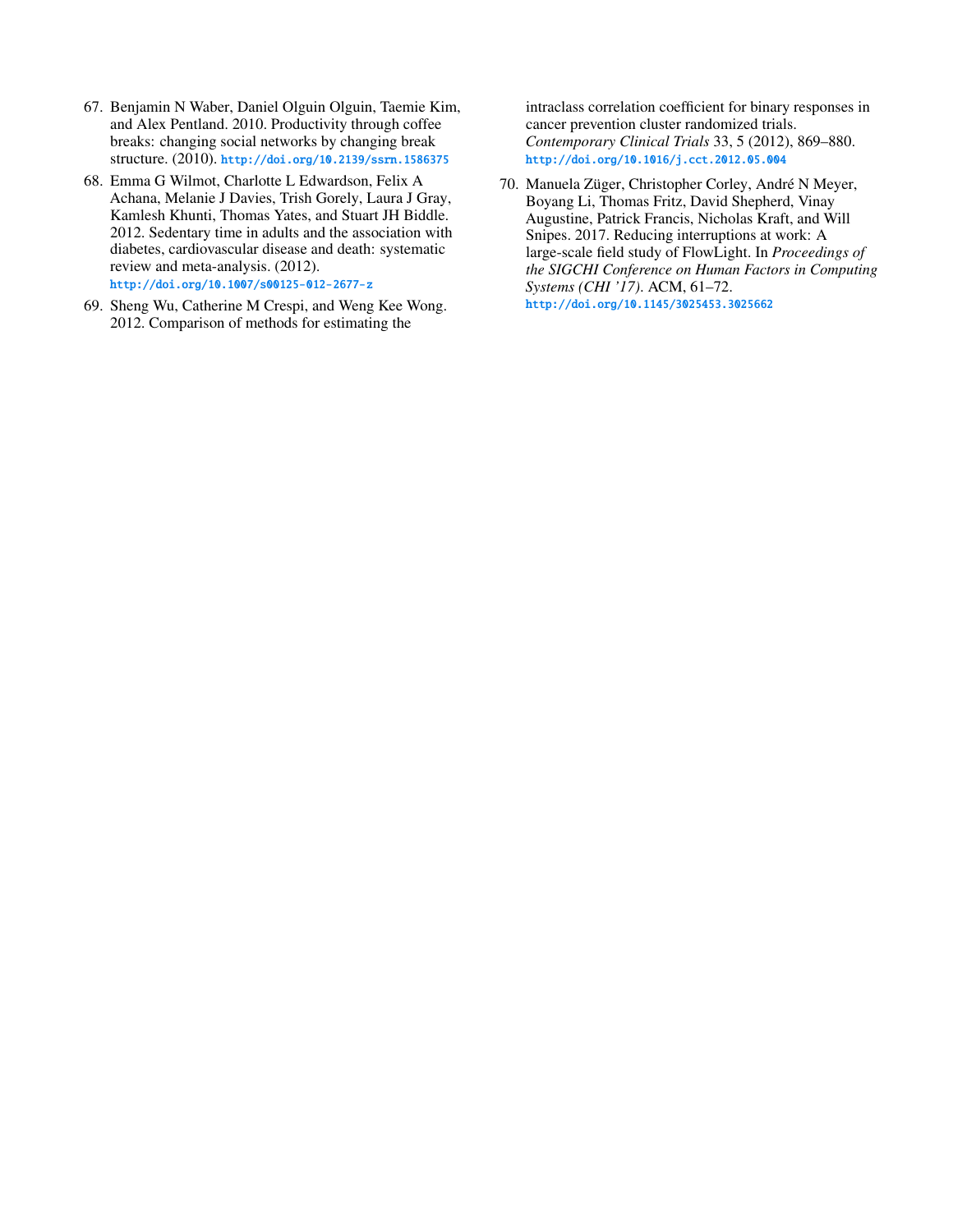67. Benjamin N Waber, Daniel Olguin Olguin, Taemie Kim, and Alex Pentland. 2010. Productivity through coffee breaks: changing social networks by changing break structure. (2010). http://doi.org/10.2139/ssrn.1586375

68. Emma G Wilmot, Charlotte L Edwardson, Felix A Achana, Melanie J Davies, Trish Gorely, Laura J Gray, Kamlesh Khunti, Thomas Yates, and Stuart JH Biddle. 2012. Sedentary time in adults and the association with diabetes, cardiovascular disease and death: systematic review and meta-analysis. (2012). http://doi.org/10.1007/s00125-012-2677-z

69. Sheng Wu, Catherine M Crespi, and Weng Kee Wong. 2012. Comparison of methods for estimating the intraclass correlation coefficient for binary responses in cancer prevention cluster randomized trials. *Contemporary Clinical Trials* 33, 5 (2012), 869–880. http://doi.org/10.1016/j.cct.2012.05.004

70. Manuela Züger, Christopher Corley, André N Meyer, Boyang Li, Thomas Fritz, David Shepherd, Vinay Augustine, Patrick Francis, Nicholas Kraft, and Will Snipes. 2017. Reducing interruptions at work: A large-scale field study of FlowLight. In *Proceedings of the SIGCHI Conference on Human Factors in Computing Systems (CHI '17)*. ACM, 61–72. http://doi.org/10.1145/3025453.3025662